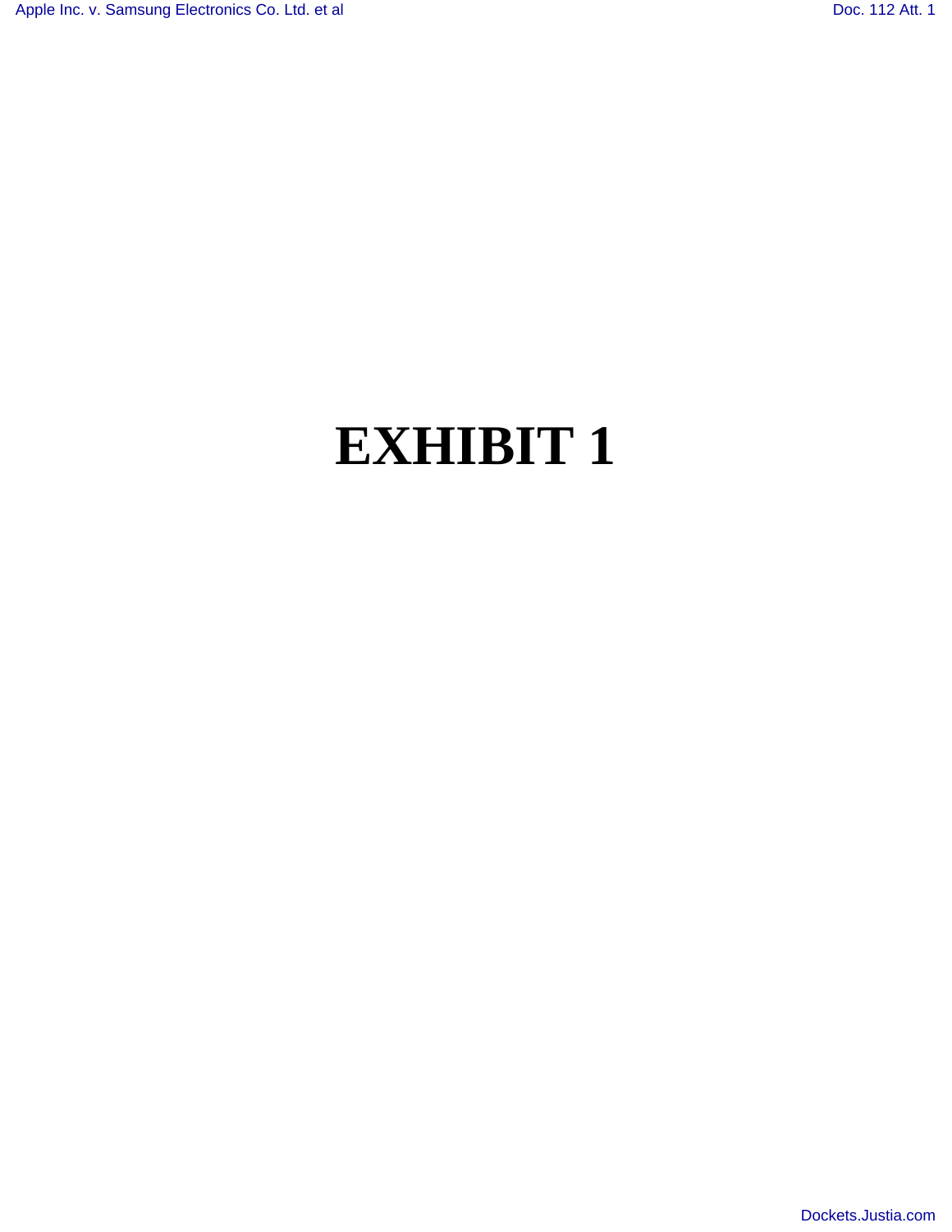# EXHIBIT 1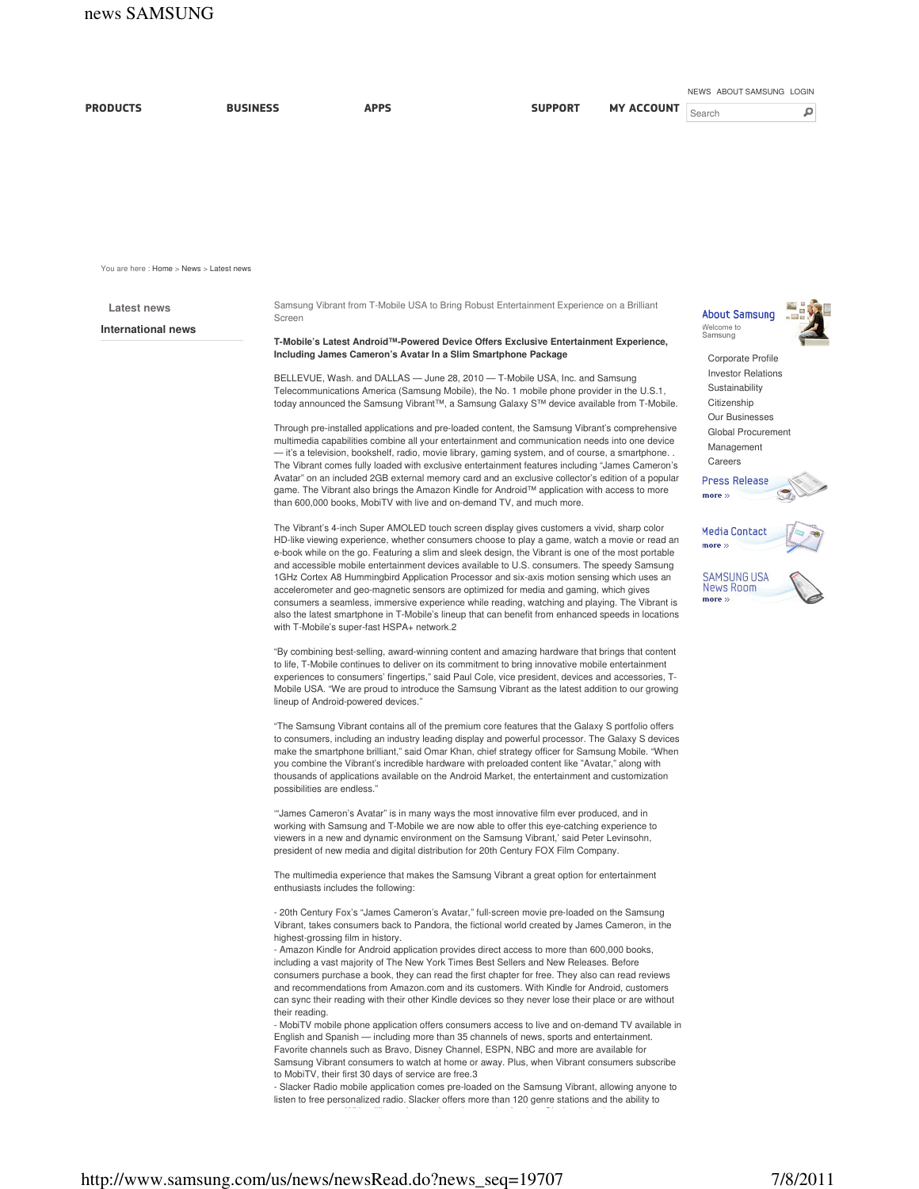news SAMSUNG

PRODUCTS BUSINESS APPS SUPPORT MY ACCOUNT

NEWS ABOUT SAMSUNG LOGIN

You are here : Home > News > Latest news

Latest news

International news

Samsung Vibrant from T-Mobile USA to Bring Robust Entertainment Experience on a Brilliant Screen

**T-Mobile's Latest Android™-Powered Device Offers Exclusive Entertainment Experience, Including James Cameron's Avatar In a Slim Smartphone Package**

BELLEVUE, Wash. and DALLAS — June 28, 2010 — T-Mobile USA, Inc. and Samsung Telecommunications America (Samsung Mobile), the No. 1 mobile phone provider in the U.S.1, today announced the Samsung Vibrant™, a Samsung Galaxy S™ device available from T-Mobile.

Through pre-installed applications and pre-loaded content, the Samsung Vibrant's comprehensive multimedia capabilities combine all your entertainment and communication needs into one device — it's a television, bookshelf, radio, movie library, gaming system, and of course, a smartphone. . The Vibrant comes fully loaded with exclusive entertainment features including "James Cameron's Avatar" on an included 2GB external memory card and an exclusive collector's edition of a popular game. The Vibrant also brings the Amazon Kindle for Android™ application with access to more than 600,000 books, MobiTV with live and on-demand TV, and much more.

The Vibrant's 4-inch Super AMOLED touch screen display gives customers a vivid, sharp color HD-like viewing experience, whether consumers choose to play a game, watch a movie or read an e-book while on the go. Featuring a slim and sleek design, the Vibrant is one of the most portable and accessible mobile entertainment devices available to U.S. consumers. The speedy Samsung 1GHz Cortex A8 Hummingbird Application Processor and six-axis motion sensing which uses an accelerometer and geo-magnetic sensors are optimized for media and gaming, which gives consumers a seamless, immersive experience while reading, watching and playing. The Vibrant is also the latest smartphone in T-Mobile's lineup that can benefit from enhanced speeds in locations with T-Mobile's super-fast HSPA+ network.2

"By combining best-selling, award-winning content and amazing hardware that brings that content to life, T-Mobile continues to deliver on its commitment to bring innovative mobile entertainment experiences to consumers' fingertips," said Paul Cole, vice president, devices and accessories, T-Mobile USA. "We are proud to introduce the Samsung Vibrant as the latest addition to our growing lineup of Android-powered devices."

"The Samsung Vibrant contains all of the premium core features that the Galaxy S portfolio offers to consumers, including an industry leading display and powerful processor. The Galaxy S devices make the smartphone brilliant," said Omar Khan, chief strategy officer for Samsung Mobile. "When you combine the Vibrant's incredible hardware with preloaded content like "Avatar," along with thousands of applications available on the Android Market, the entertainment and customization possibilities are endless."

"'James Cameron's Avatar" is in many ways the most innovative film ever produced, and in working with Samsung and T-Mobile we are now able to offer this eye-catching experience to viewers in a new and dynamic environment on the Samsung Vibrant,' said Peter Levinsohn, president of new media and digital distribution for 20th Century FOX Film Company.

The multimedia experience that makes the Samsung Vibrant a great option for entertainment enthusiasts includes the following:

- 20th Century Fox's "James Cameron's Avatar," full-screen movie pre-loaded on the Samsung Vibrant, takes consumers back to Pandora, the fictional world created by James Cameron, in the highest-grossing film in history.
- Amazon Kindle for Android application provides direct access to more than 600,000 books, including a vast majority of The New York Times Best Sellers and New Releases. Before consumers purchase a book, they can read the first chapter for free. They also can read reviews and recommendations from Amazon.com and its customers. With Kindle for Android, customers can sync their reading with their other Kindle devices so they never lose their place or are without their reading.
- MobiTV mobile phone application offers consumers access to live and on-demand TV available in English and Spanish — including more than 35 channels of news, sports and entertainment. Favorite channels such as Bravo, Disney Channel, ESPN, NBC and more are available for Samsung Vibrant consumers to watch at home or away. Plus, when Vibrant consumers subscribe to MobiTV, their first 30 days of service are free.3
- Slacker Radio mobile application comes pre-loaded on the Samsung Vibrant, allowing anyone to listen to free personalized radio. Slacker offers more than 120 genre stations and the ability to

About Samsung
Welcome to Samsung

Corporate Profile
Investor Relations
Sustainability
Citizenship
Our Businesses
Global Procurement
Management
Careers

Press Release
more »

Media Contact
more »

SAMSUNG USA News Room
more »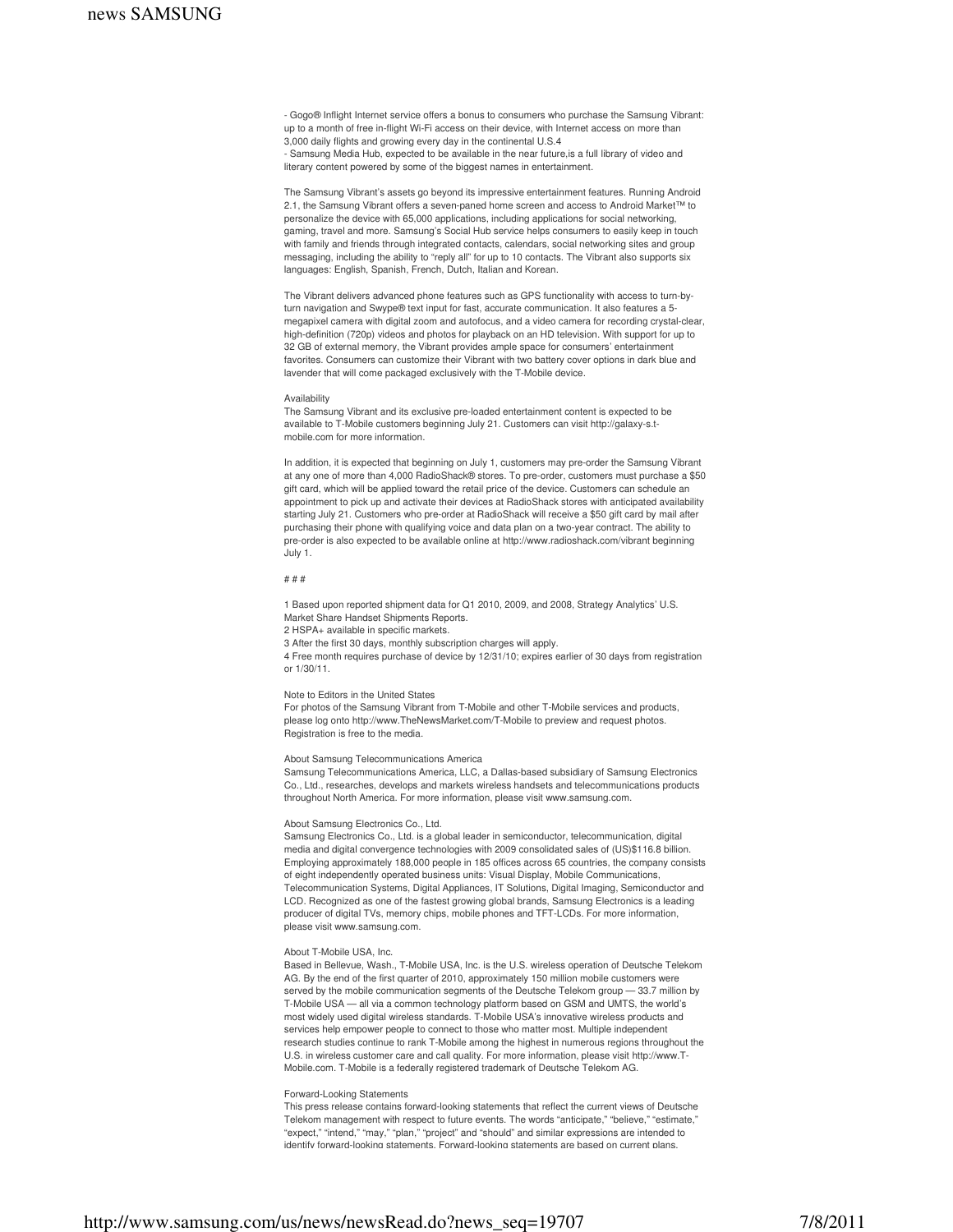- Gogo® Inflight Internet service offers a bonus to consumers who purchase the Samsung Vibrant: up to a month of free in-flight Wi-Fi access on their device, with Internet access on more than 3,000 daily flights and growing every day in the continental U.S.4
- Samsung Media Hub, expected to be available in the near future,is a full library of video and literary content powered by some of the biggest names in entertainment.

The Samsung Vibrant's assets go beyond its impressive entertainment features. Running Android 2.1, the Samsung Vibrant offers a seven-paned home screen and access to Android Market™ to personalize the device with 65,000 applications, including applications for social networking, gaming, travel and more. Samsung's Social Hub service helps consumers to easily keep in touch with family and friends through integrated contacts, calendars, social networking sites and group messaging, including the ability to "reply all" for up to 10 contacts. The Vibrant also supports six languages: English, Spanish, French, Dutch, Italian and Korean.

The Vibrant delivers advanced phone features such as GPS functionality with access to turn-by-turn navigation and Swype® text input for fast, accurate communication. It also features a 5-megapixel camera with digital zoom and autofocus, and a video camera for recording crystal-clear, high-definition (720p) videos and photos for playback on an HD television. With support for up to 32 GB of external memory, the Vibrant provides ample space for consumers' entertainment favorites. Consumers can customize their Vibrant with two battery cover options in dark blue and lavender that will come packaged exclusively with the T-Mobile device.

Availability
The Samsung Vibrant and its exclusive pre-loaded entertainment content is expected to be available to T-Mobile customers beginning July 21. Customers can visit http://galaxy-s.t-mobile.com for more information.

In addition, it is expected that beginning on July 1, customers may pre-order the Samsung Vibrant at any one of more than 4,000 RadioShack® stores. To pre-order, customers must purchase a $50 gift card, which will be applied toward the retail price of the device. Customers can schedule an appointment to pick up and activate their devices at RadioShack stores with anticipated availability starting July 21. Customers who pre-order at RadioShack will receive a $50 gift card by mail after purchasing their phone with qualifying voice and data plan on a two-year contract. The ability to pre-order is also expected to be available online at http://www.radioshack.com/vibrant beginning July 1.

# # #

1 Based upon reported shipment data for Q1 2010, 2009, and 2008, Strategy Analytics' U.S. Market Share Handset Shipments Reports.
2 HSPA+ available in specific markets.
3 After the first 30 days, monthly subscription charges will apply.
4 Free month requires purchase of device by 12/31/10; expires earlier of 30 days from registration or 1/30/11.

Note to Editors in the United States
For photos of the Samsung Vibrant from T-Mobile and other T-Mobile services and products, please log onto http://www.TheNewsMarket.com/T-Mobile to preview and request photos. Registration is free to the media.

About Samsung Telecommunications America
Samsung Telecommunications America, LLC, a Dallas-based subsidiary of Samsung Electronics Co., Ltd., researches, develops and markets wireless handsets and telecommunications products throughout North America. For more information, please visit www.samsung.com.

About Samsung Electronics Co., Ltd.
Samsung Electronics Co., Ltd. is a global leader in semiconductor, telecommunication, digital media and digital convergence technologies with 2009 consolidated sales of (US)$116.8 billion. Employing approximately 188,000 people in 185 offices across 65 countries, the company consists of eight independently operated business units: Visual Display, Mobile Communications, Telecommunication Systems, Digital Appliances, IT Solutions, Digital Imaging, Semiconductor and LCD. Recognized as one of the fastest growing global brands, Samsung Electronics is a leading producer of digital TVs, memory chips, mobile phones and TFT-LCDs. For more information, please visit www.samsung.com.

About T-Mobile USA, Inc.
Based in Bellevue, Wash., T-Mobile USA, Inc. is the U.S. wireless operation of Deutsche Telekom AG. By the end of the first quarter of 2010, approximately 150 million mobile customers were served by the mobile communication segments of the Deutsche Telekom group — 33.7 million by T-Mobile USA — all via a common technology platform based on GSM and UMTS, the world's most widely used digital wireless standards. T-Mobile USA's innovative wireless products and services help empower people to connect to those who matter most. Multiple independent research studies continue to rank T-Mobile among the highest in numerous regions throughout the U.S. in wireless customer care and call quality. For more information, please visit http://www.T-Mobile.com. T-Mobile is a federally registered trademark of Deutsche Telekom AG.

Forward-Looking Statements
This press release contains forward-looking statements that reflect the current views of Deutsche Telekom management with respect to future events. The words "anticipate," "believe," "estimate," "expect," "intend," "may," "plan," "project" and "should" and similar expressions are intended to identify forward-looking statements. Forward-looking statements are based on current plans,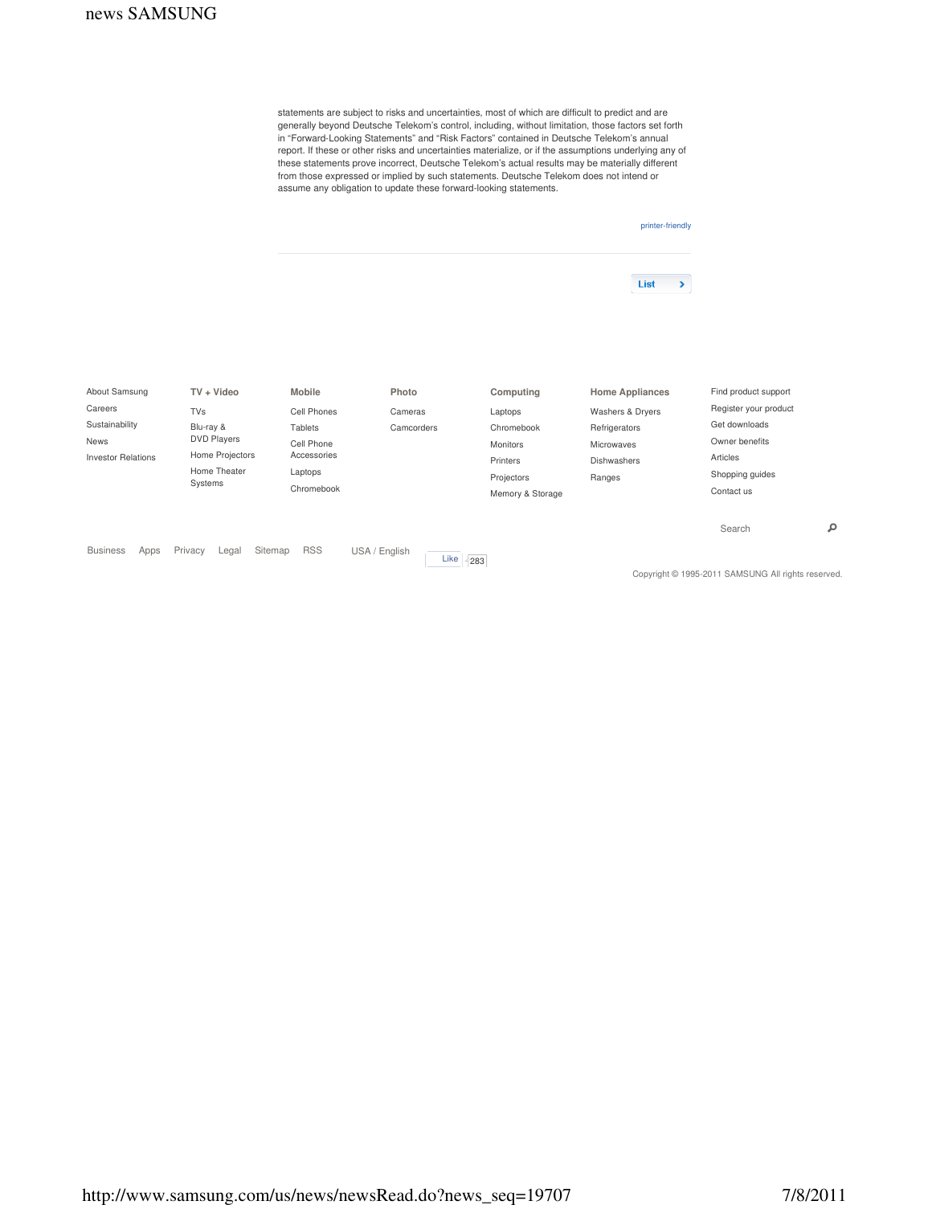statements are subject to risks and uncertainties, most of which are difficult to predict and are generally beyond Deutsche Telekom's control, including, without limitation, those factors set forth in "Forward-Looking Statements" and "Risk Factors" contained in Deutsche Telekom's annual report. If these or other risks and uncertainties materialize, or if the assumptions underlying any of these statements prove incorrect, Deutsche Telekom's actual results may be materially different from those expressed or implied by such statements. Deutsche Telekom does not intend or assume any obligation to update these forward-looking statements.

printer-friendly

List

About Samsung
Careers
Sustainability
News
Investor Relations

**TV + Video**
TVs
Blu-ray & DVD Players
Home Projectors
Home Theater Systems

**Mobile**
Cell Phones
Tablets
Cell Phone Accessories
Laptops
Chromebook

**Photo**
Cameras
Camcorders

**Computing**
Laptops
Chromebook
Monitors
Printers
Projectors
Memory & Storage

**Home Appliances**
Washers & Dryers
Refrigerators
Microwaves
Dishwashers
Ranges

Find product support
Register your product
Get downloads
Owner benefits
Articles
Shopping guides
Contact us

Search

Business Apps Privacy Legal Sitemap RSS USA / English Like 283

Copyright © 1995-2011 SAMSUNG All rights reserved.